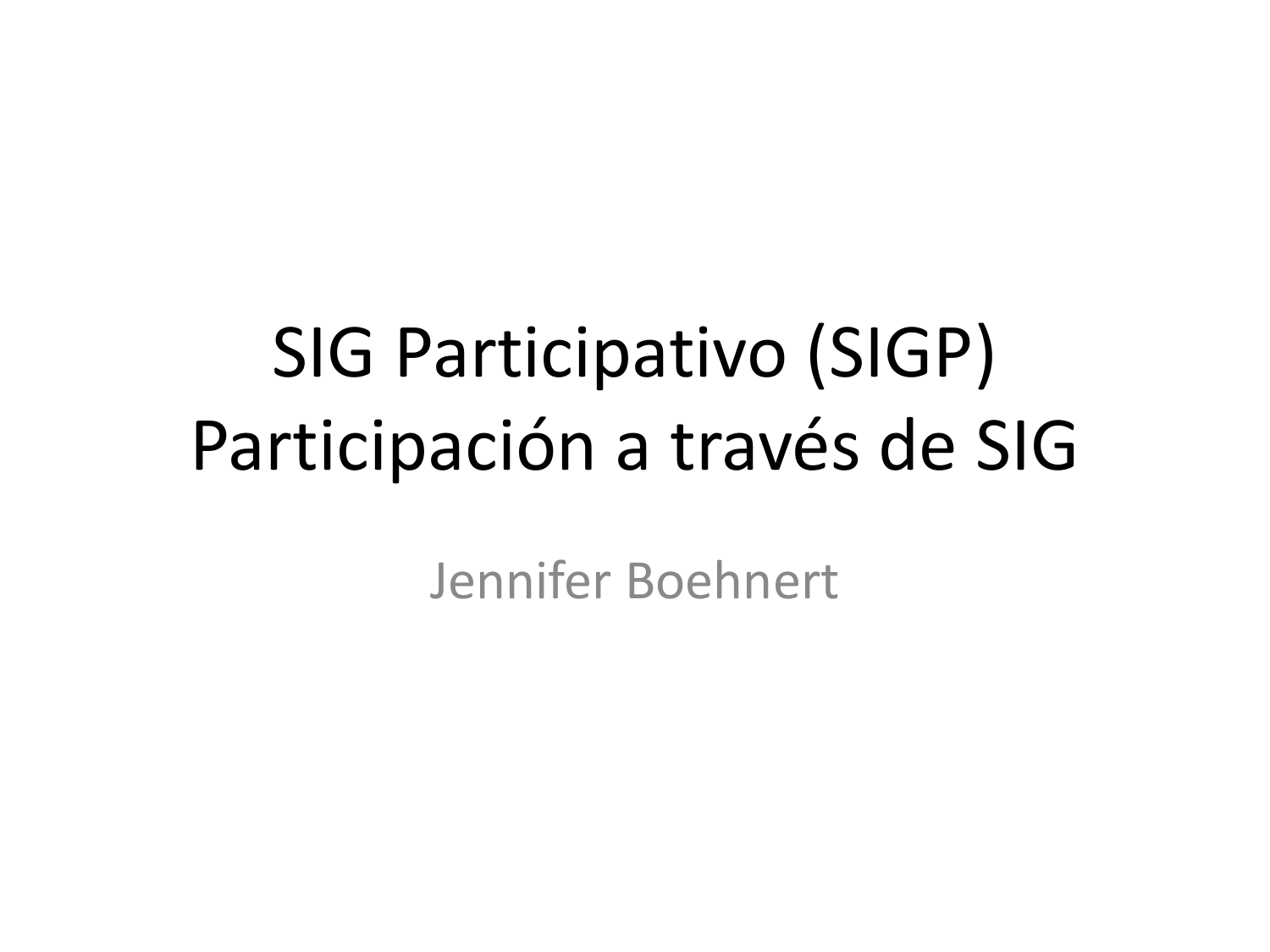# SIG Participativo (SIGP)
# Participación a través de SIG

Jennifer Boehnert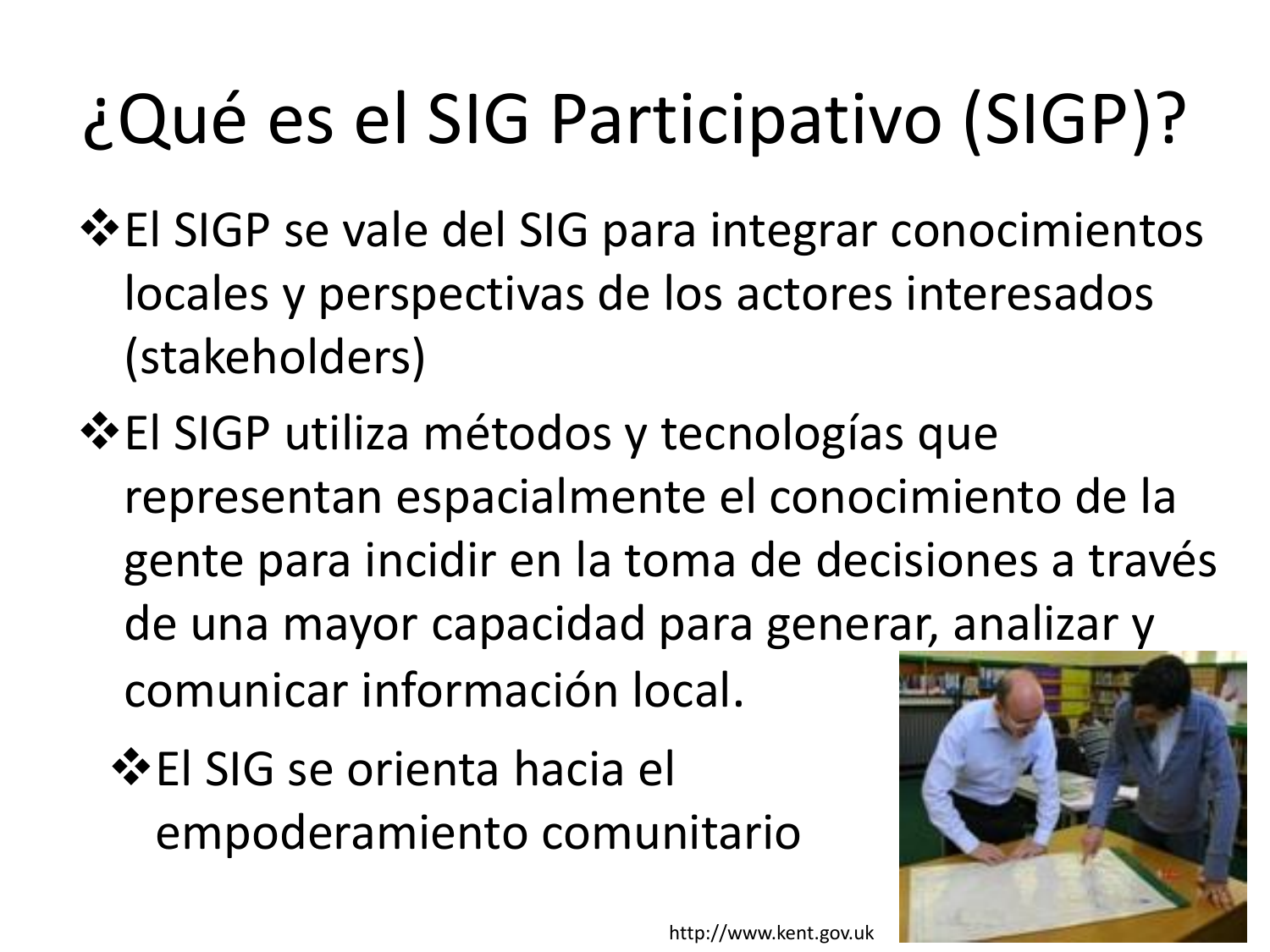# ¿Qué es el SIG Participativo (SIGP)?

- El SIGP se vale del SIG para integrar conocimientos locales y perspectivas de los actores interesados (stakeholders)
- El SIGP utiliza métodos y tecnologías que representan espacialmente el conocimiento de la gente para incidir en la toma de decisiones a través de una mayor capacidad para generar, analizar y comunicar información local.
  - El SIG se orienta hacia el empoderamiento comunitario

http://www.kent.gov.uk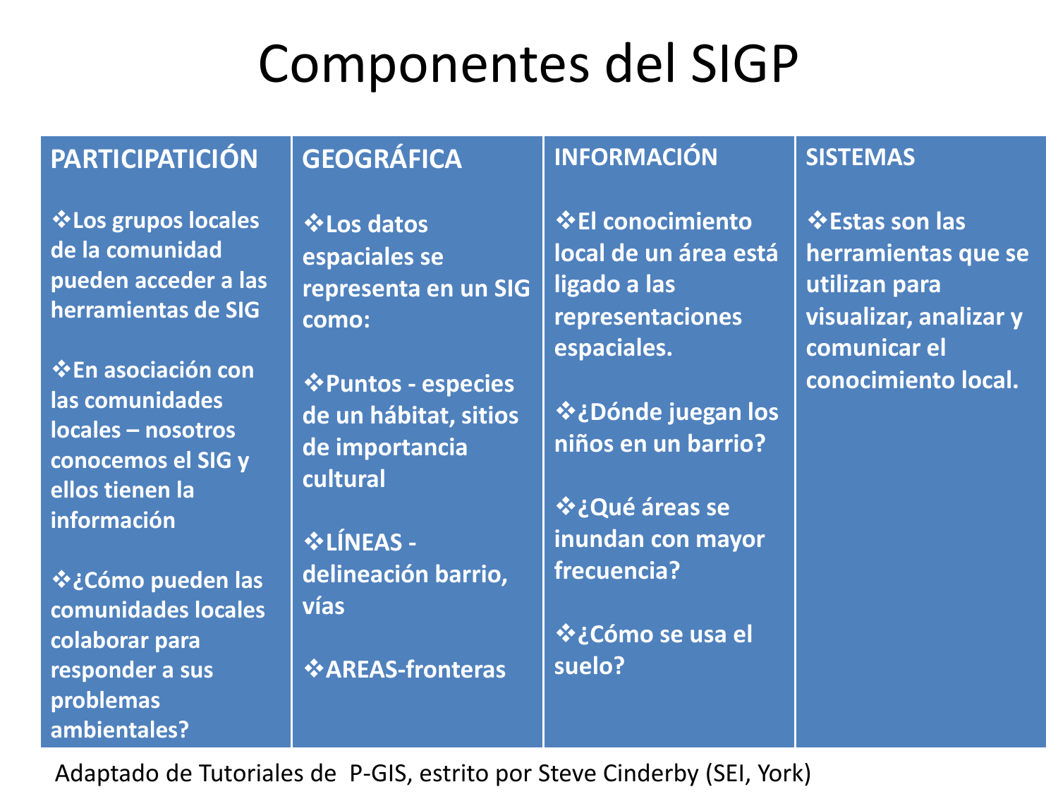# Componentes del SIGP

| PARTICIPATICIÓN | GEOGRÁFICA | INFORMACIÓN | SISTEMAS |
|---|---|---|---|
| ❖Los grupos locales de la comunidad pueden acceder a las herramientas de SIG<br><br>❖En asociación con las comunidades locales – nosotros conocemos el SIG y ellos tienen la información<br><br>❖¿Cómo pueden las comunidades locales colaborar para responder a sus problemas ambientales? | ❖Los datos espaciales se representa en un SIG como:<br><br>❖Puntos - especies de un hábitat, sitios de importancia cultural<br><br>❖LÍNEAS - delineación barrio, vías<br><br>❖AREAS-fronteras | ❖El conocimiento local de un área está ligado a las representaciones espaciales.<br><br>❖¿Dónde juegan los niños en un barrio?<br><br>❖¿Qué áreas se inundan con mayor frecuencia?<br><br>❖¿Cómo se usa el suelo? | ❖Estas son las herramientas que se utilizan para visualizar, analizar y comunicar el conocimiento local. |

Adaptado de Tutoriales de P-GIS, estrito por Steve Cinderby (SEI, York)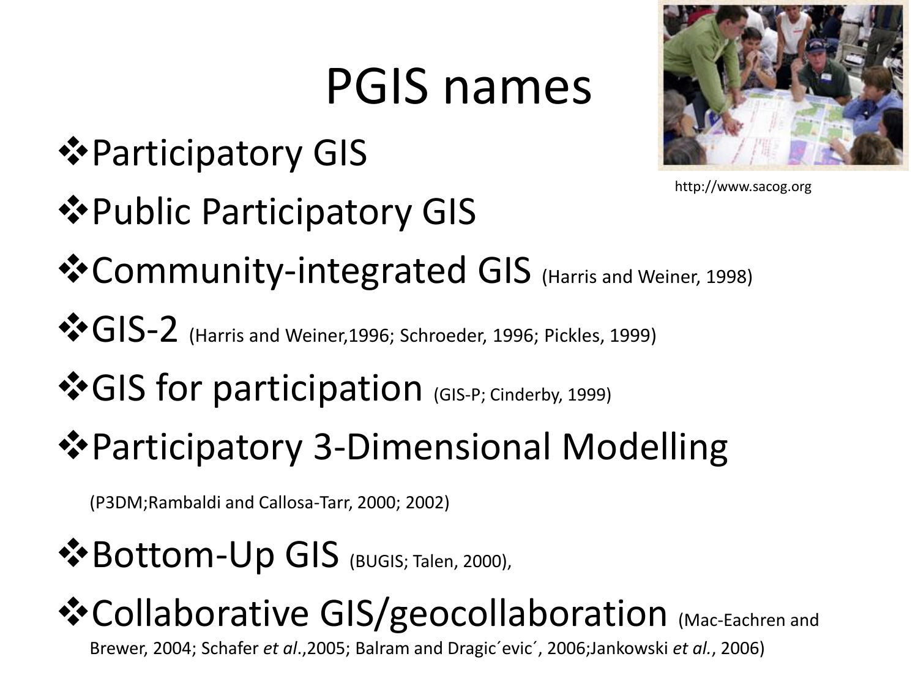# PGIS names

http://www.sacog.org

- Participatory GIS
- Public Participatory GIS
- Community-integrated GIS (Harris and Weiner, 1998)
- GIS-2 (Harris and Weiner,1996; Schroeder, 1996; Pickles, 1999)
- GIS for participation (GIS-P; Cinderby, 1999)
- Participatory 3-Dimensional Modelling (P3DM;Rambaldi and Callosa-Tarr, 2000; 2002)
- Bottom-Up GIS (BUGIS; Talen, 2000),
- Collaborative GIS/geocollaboration (Mac-Eachren and Brewer, 2004; Schafer *et al*.,2005; Balram and Dragic´evic´, 2006;Jankowski *et al.*, 2006)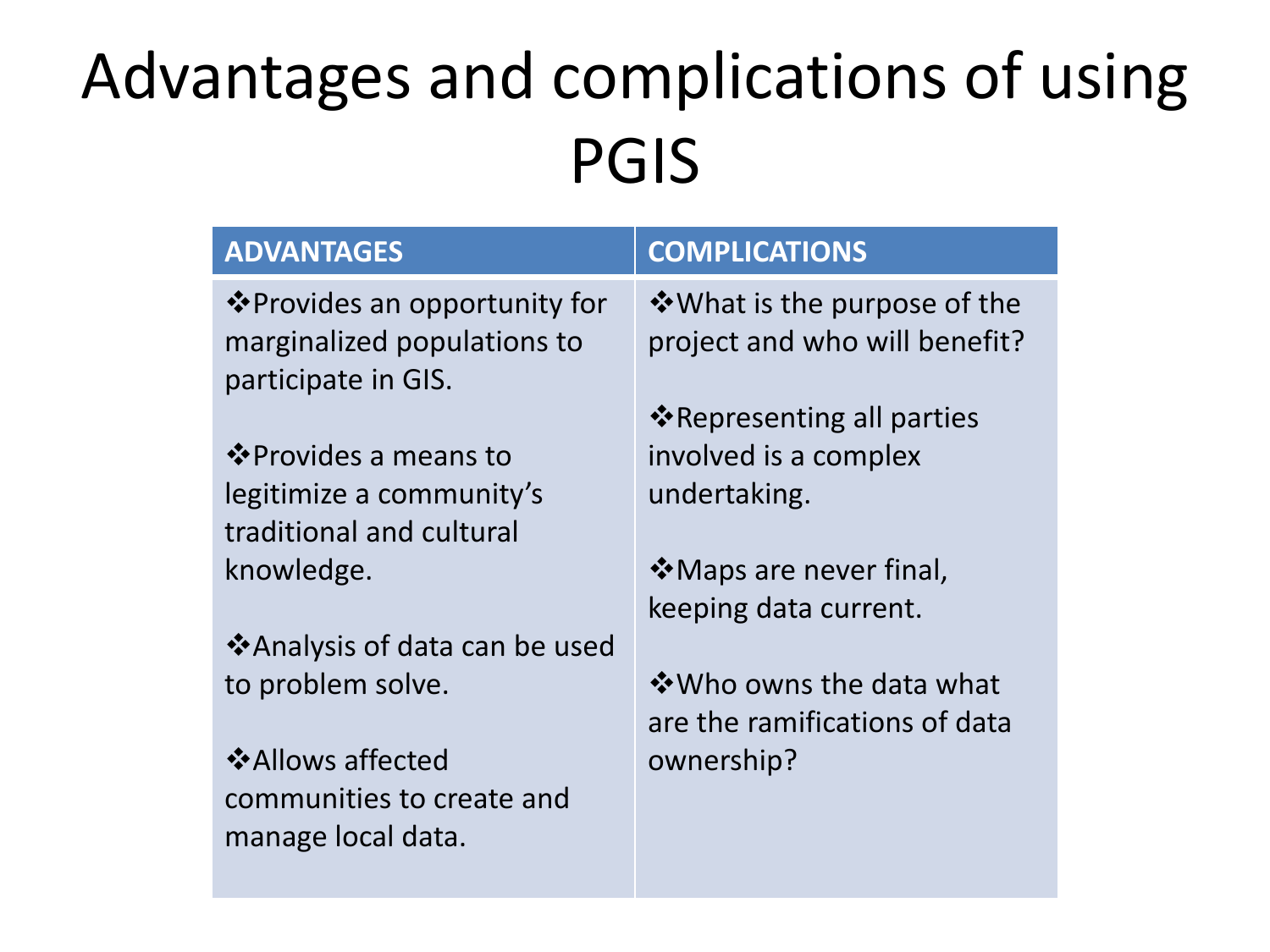# Advantages and complications of using PGIS

| ADVANTAGES | COMPLICATIONS |
| --- | --- |
| ❖Provides an opportunity for marginalized populations to participate in GIS.<br><br>❖Provides a means to legitimize a community's traditional and cultural knowledge.<br><br>❖Analysis of data can be used to problem solve.<br><br>❖Allows affected communities to create and manage local data. | ❖What is the purpose of the project and who will benefit?<br><br>❖Representing all parties involved is a complex undertaking.<br><br>❖Maps are never final, keeping data current.<br><br>❖Who owns the data what are the ramifications of data ownership? |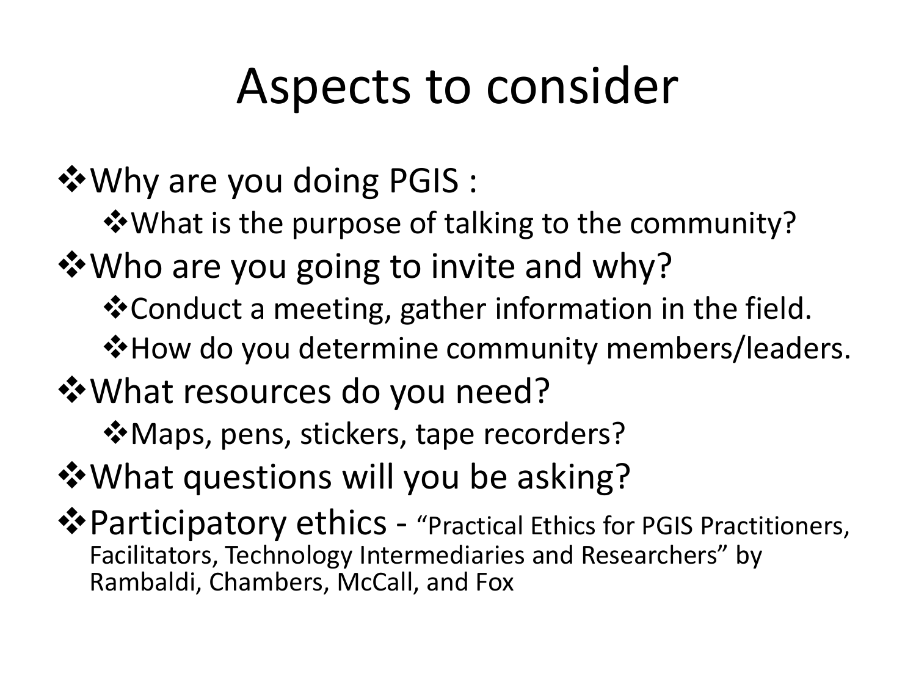# Aspects to consider

- Why are you doing PGIS :
  - What is the purpose of talking to the community?
- Who are you going to invite and why?
  - Conduct a meeting, gather information in the field.
  - How do you determine community members/leaders.
- What resources do you need?
  - Maps, pens, stickers, tape recorders?
- What questions will you be asking?
- Participatory ethics - "Practical Ethics for PGIS Practitioners, Facilitators, Technology Intermediaries and Researchers" by Rambaldi, Chambers, McCall, and Fox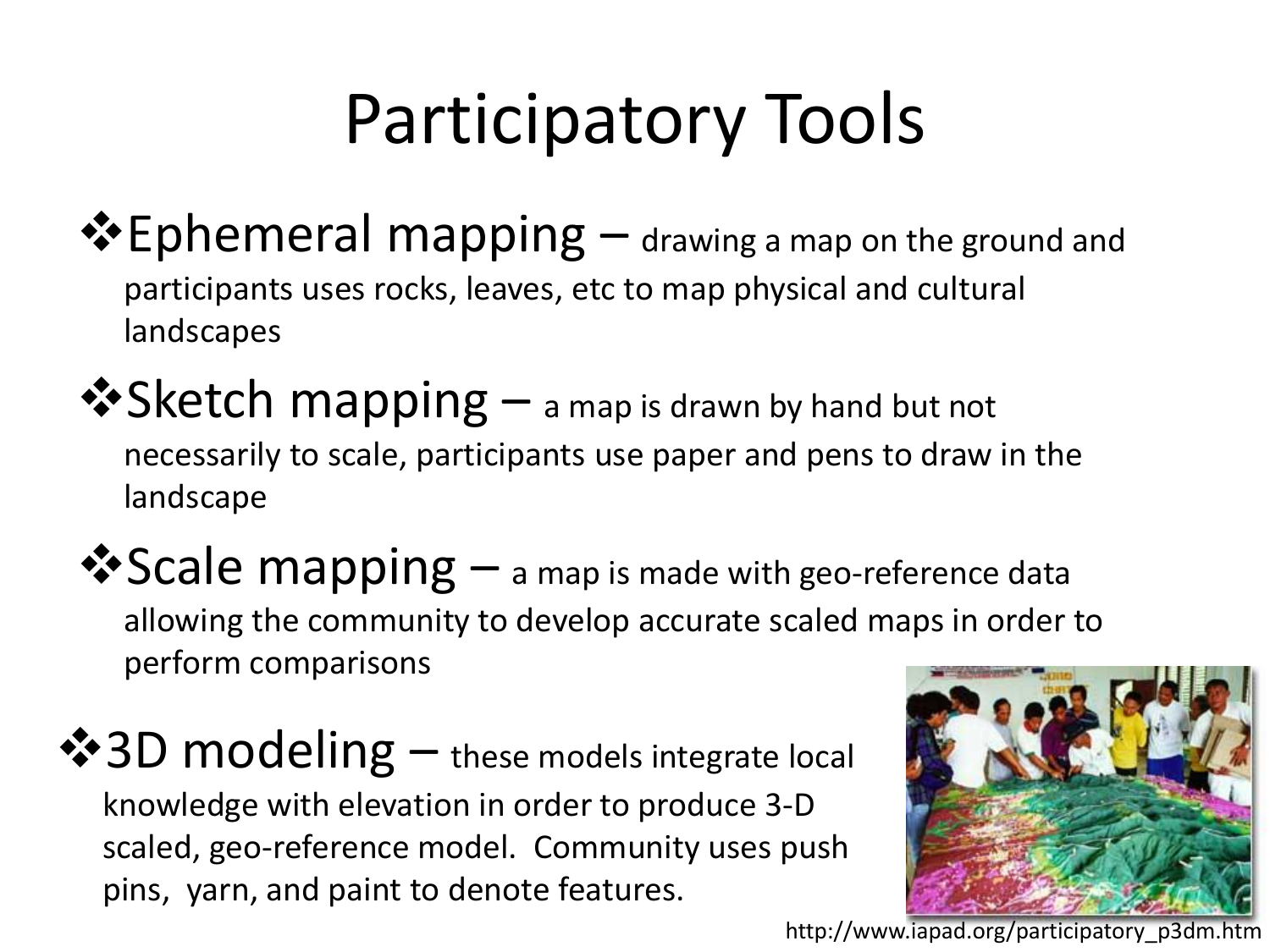# Participatory Tools

- **Ephemeral mapping** – drawing a map on the ground and participants uses rocks, leaves, etc to map physical and cultural landscapes
- **Sketch mapping** – a map is drawn by hand but not necessarily to scale, participants use paper and pens to draw in the landscape
- **Scale mapping** – a map is made with geo-reference data allowing the community to develop accurate scaled maps in order to perform comparisons
- **3D modeling** – these models integrate local knowledge with elevation in order to produce 3-D scaled, geo-reference model. Community uses push pins, yarn, and paint to denote features.

http://www.iapad.org/participatory_p3dm.htm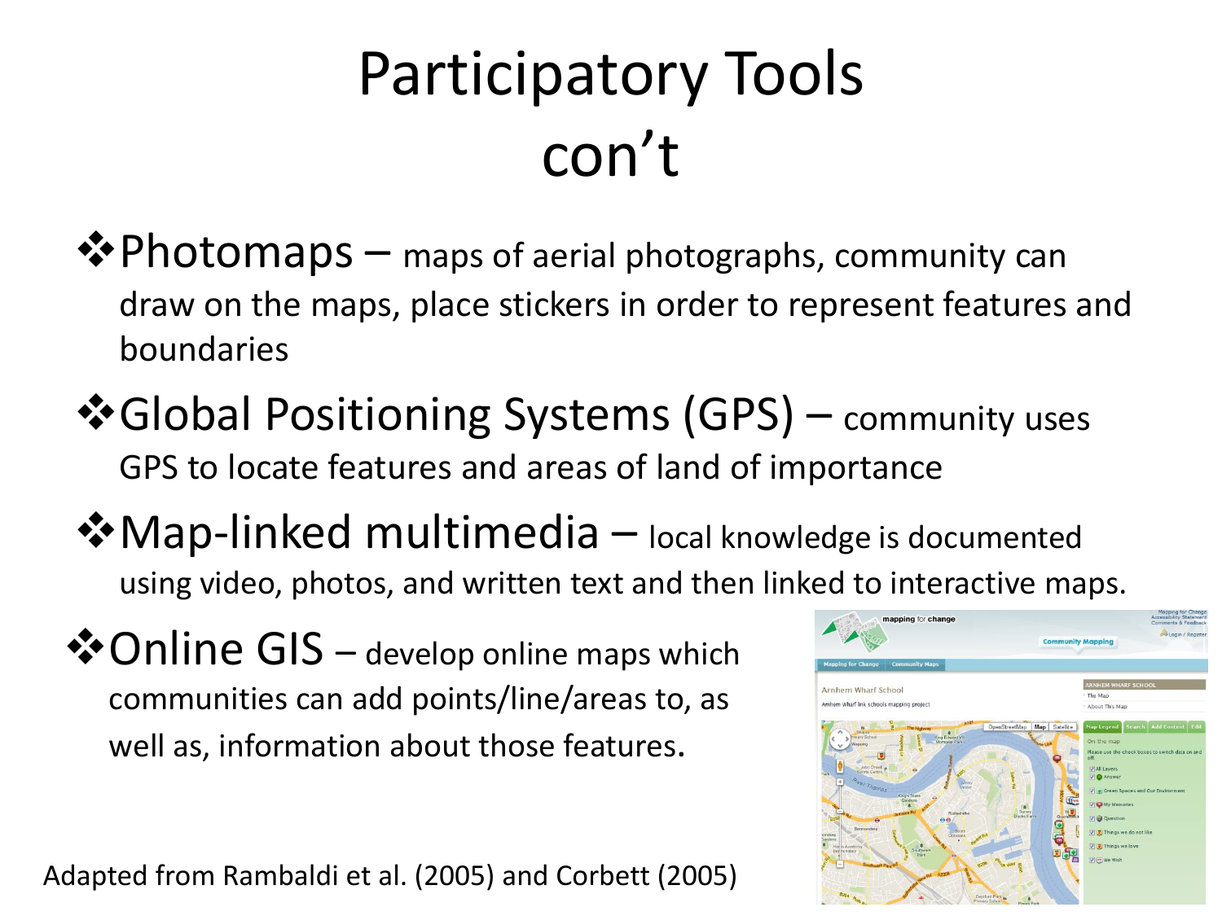# Participatory Tools con't

- **Photomaps** – maps of aerial photographs, community can draw on the maps, place stickers in order to represent features and boundaries
- **Global Positioning Systems (GPS)** – community uses GPS to locate features and areas of land of importance
- **Map-linked multimedia** – local knowledge is documented using video, photos, and written text and then linked to interactive maps.
- **Online GIS** – develop online maps which communities can add points/line/areas to, as well as, information about those features.

Adapted from Rambaldi et al. (2005) and Corbett (2005)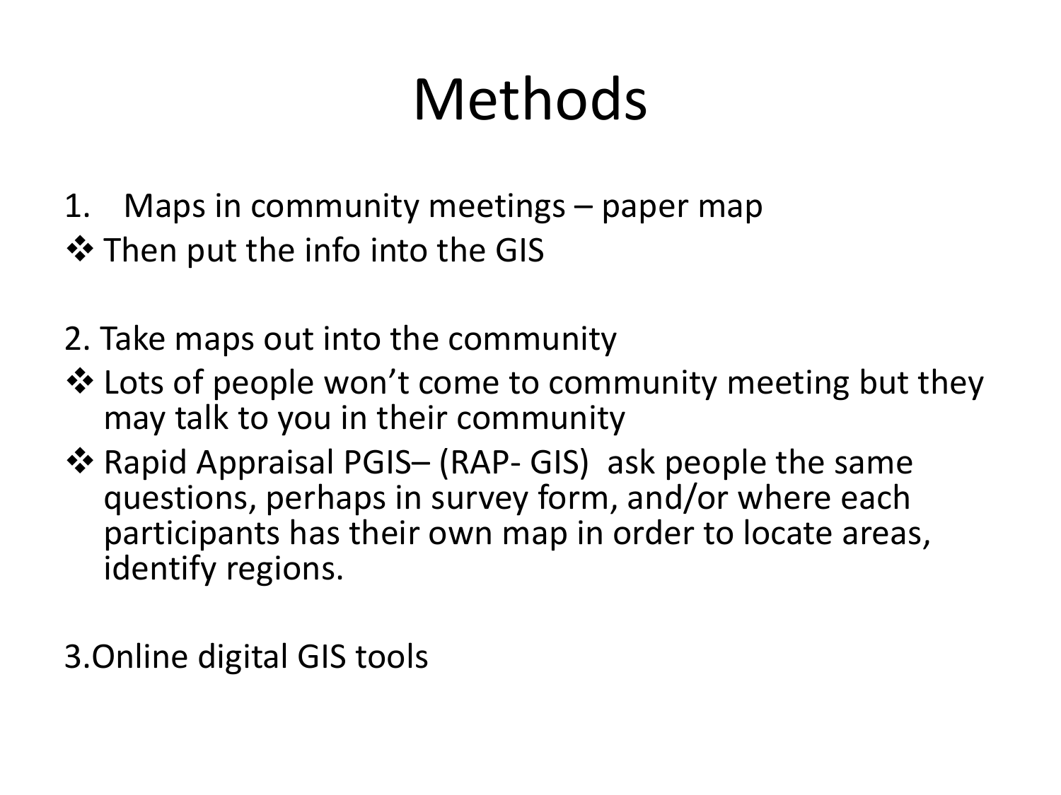# Methods

1. Maps in community meetings – paper map
- ❖ Then put the info into the GIS

2. Take maps out into the community
- ❖ Lots of people won't come to community meeting but they may talk to you in their community
- ❖ Rapid Appraisal PGIS– (RAP- GIS) ask people the same questions, perhaps in survey form, and/or where each participants has their own map in order to locate areas, identify regions.

3. Online digital GIS tools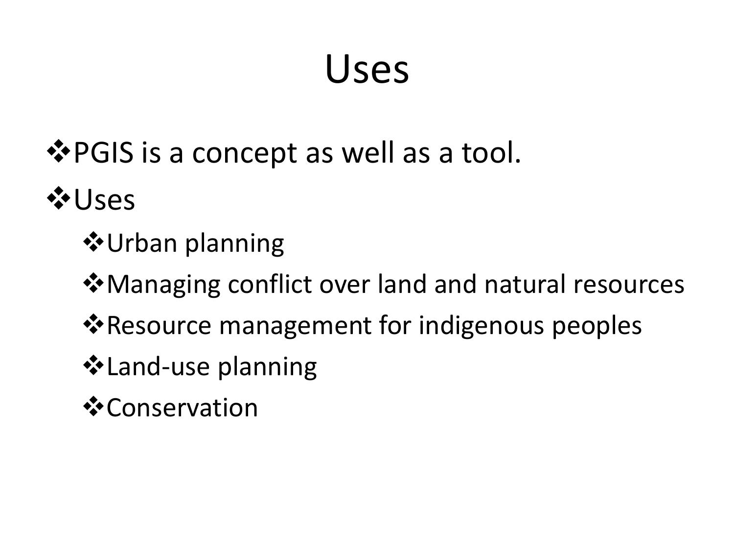# Uses

- PGIS is a concept as well as a tool.
- Uses
  - Urban planning
  - Managing conflict over land and natural resources
  - Resource management for indigenous peoples
  - Land-use planning
  - Conservation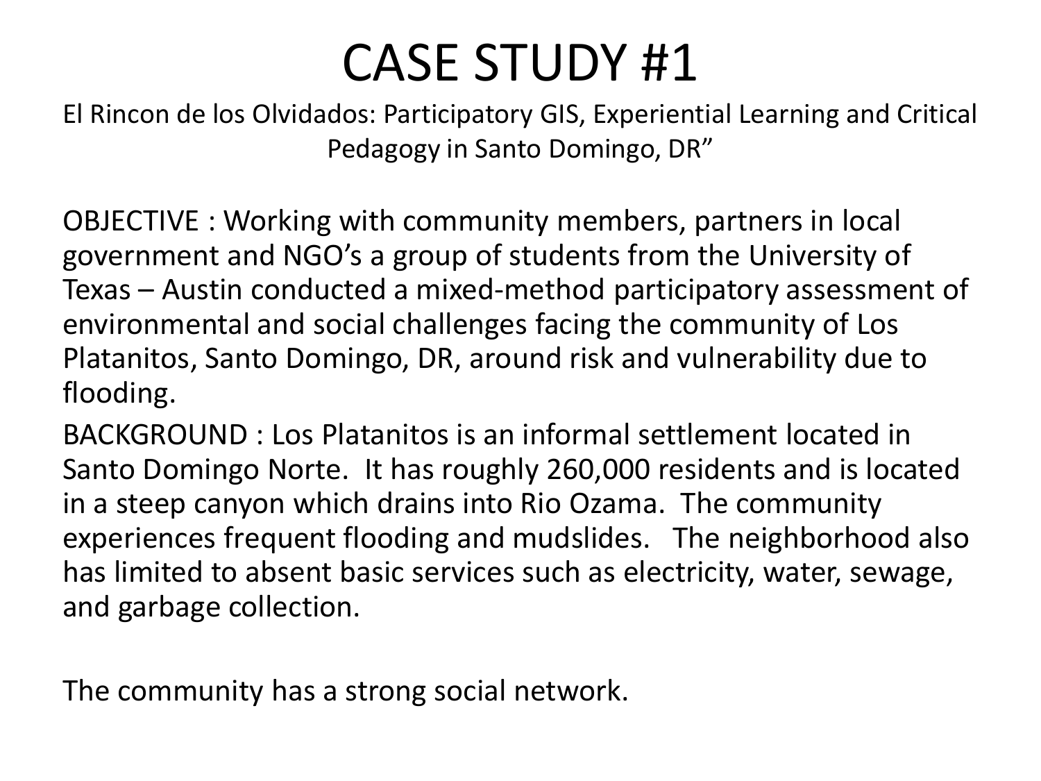# CASE STUDY #1

El Rincon de los Olvidados: Participatory GIS, Experiential Learning and Critical Pedagogy in Santo Domingo, DR"

OBJECTIVE : Working with community members, partners in local government and NGO's a group of students from the University of Texas – Austin conducted a mixed-method participatory assessment of environmental and social challenges facing the community of Los Platanitos, Santo Domingo, DR, around risk and vulnerability due to flooding.

BACKGROUND : Los Platanitos is an informal settlement located in Santo Domingo Norte. It has roughly 260,000 residents and is located in a steep canyon which drains into Rio Ozama. The community experiences frequent flooding and mudslides. The neighborhood also has limited to absent basic services such as electricity, water, sewage, and garbage collection.

The community has a strong social network.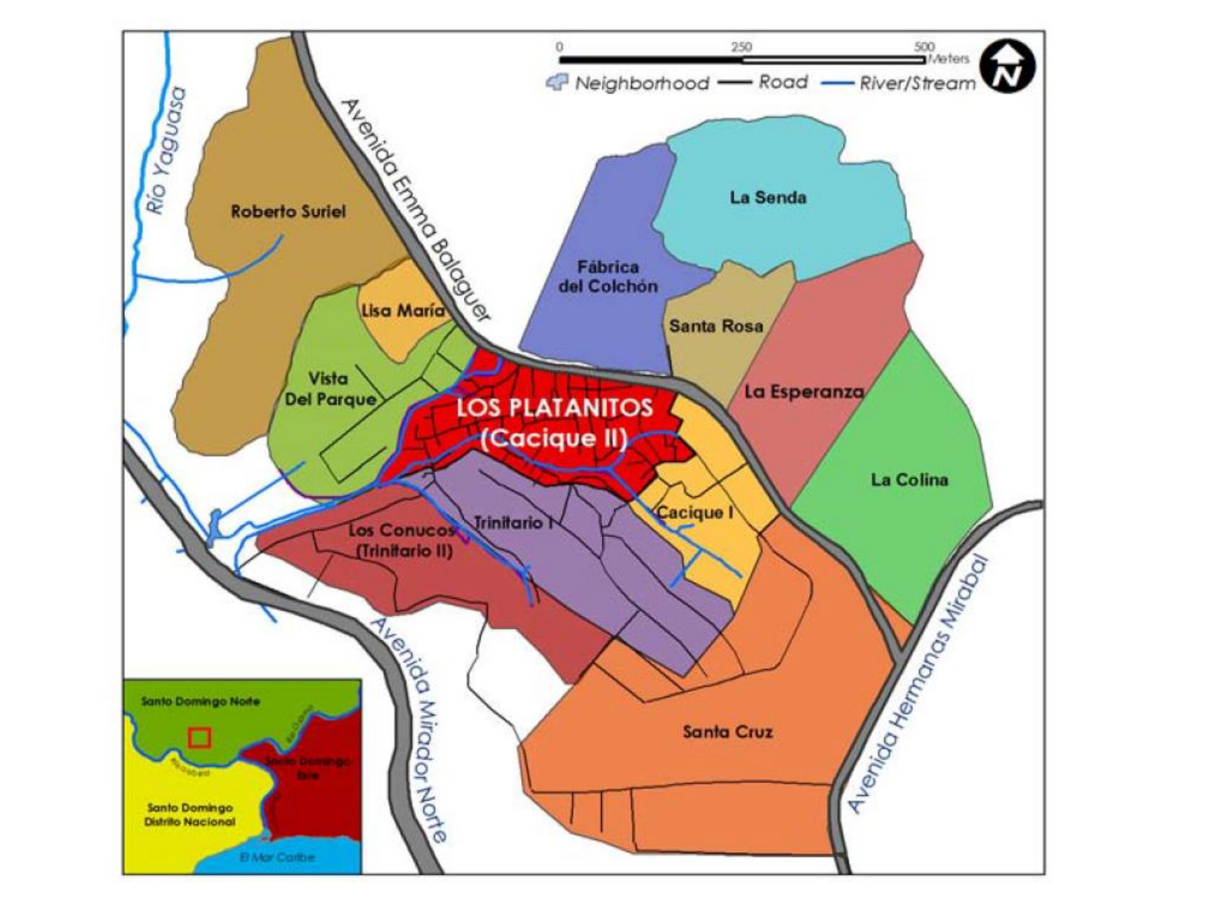Rio Yaguasa

Avenida Emma Balaguer

0 250 500 Meters

Neighborhood — Road — River/Stream

Roberto Suriel

Lisa María

Vista Del Parque

Fábrica del Colchón

La Senda

Santa Rosa

La Esperanza

La Colina

LOS PLATANITOS (Cacique II)

Cacique I

Trinitario I

Los Conucos (Trinitario II)

Santa Cruz

Avenida Mirador Norte

Avenida Hermanas Mirabal

Santo Domingo Norte

Santo Domingo Este

Santo Domingo Distrito Nacional

El Mar Caribe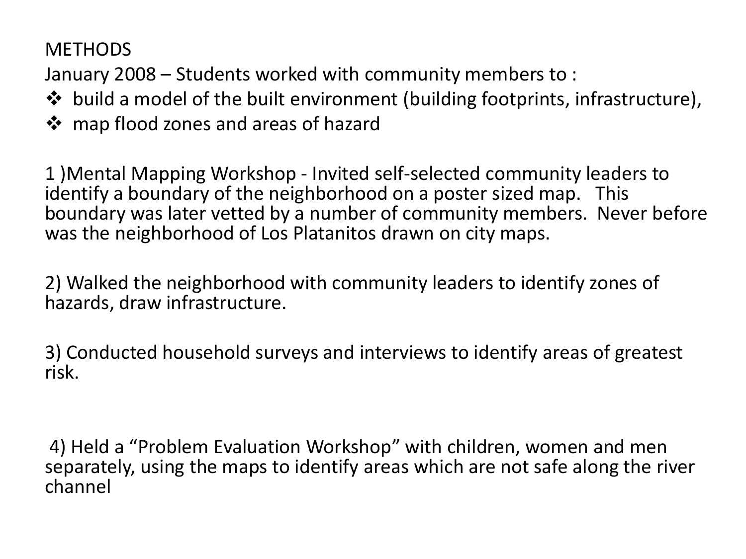METHODS

January 2008 – Students worked with community members to :

- build a model of the built environment (building footprints, infrastructure),
- map flood zones and areas of hazard

1 )Mental Mapping Workshop - Invited self-selected community leaders to identify a boundary of the neighborhood on a poster sized map. This boundary was later vetted by a number of community members. Never before was the neighborhood of Los Platanitos drawn on city maps.

2) Walked the neighborhood with community leaders to identify zones of hazards, draw infrastructure.

3) Conducted household surveys and interviews to identify areas of greatest risk.

4) Held a "Problem Evaluation Workshop" with children, women and men separately, using the maps to identify areas which are not safe along the river channel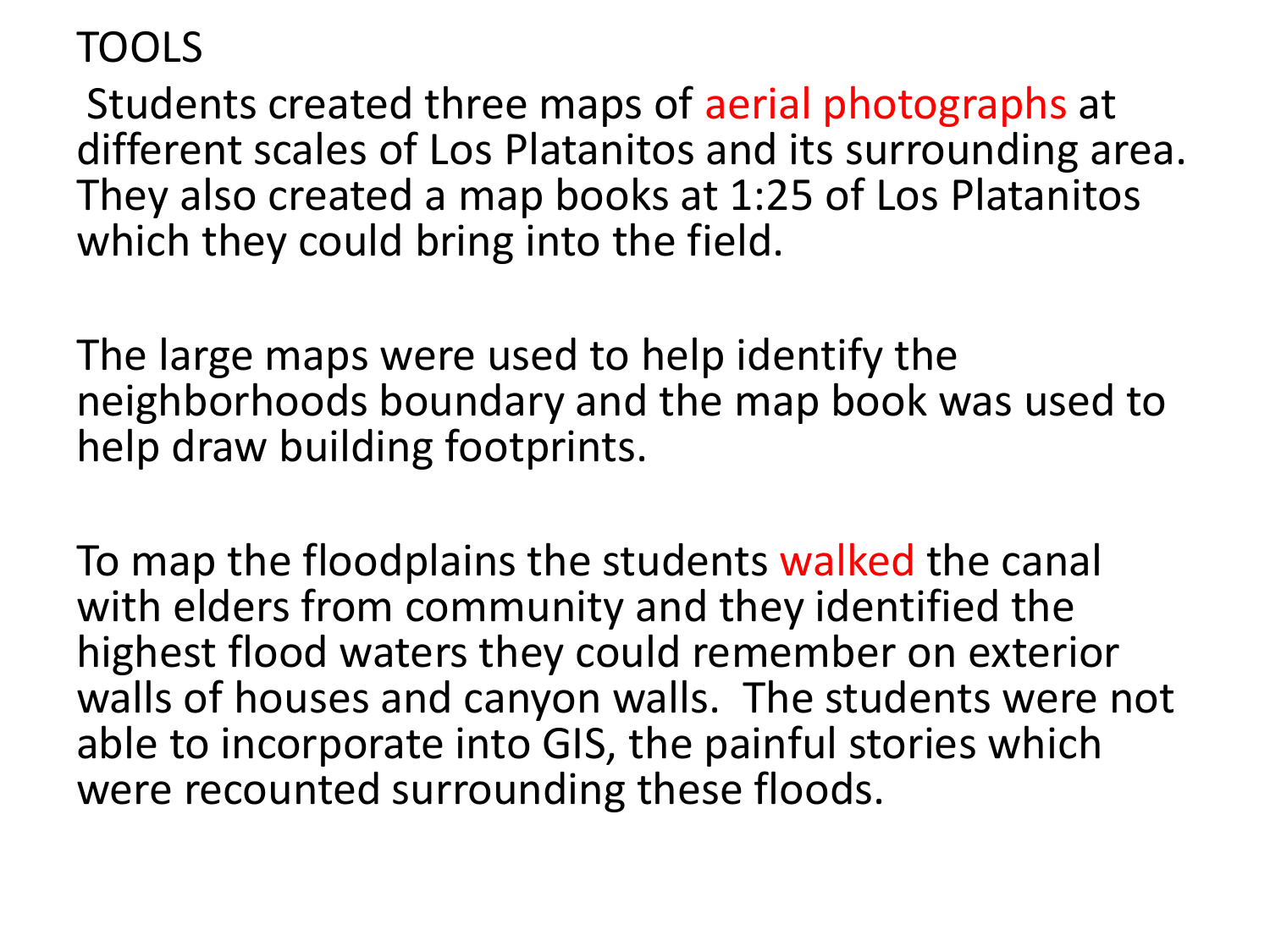# TOOLS

Students created three maps of aerial photographs at different scales of Los Platanitos and its surrounding area. They also created a map books at 1:25 of Los Platanitos which they could bring into the field.

The large maps were used to help identify the neighborhoods boundary and the map book was used to help draw building footprints.

To map the floodplains the students walked the canal with elders from community and they identified the highest flood waters they could remember on exterior walls of houses and canyon walls. The students were not able to incorporate into GIS, the painful stories which were recounted surrounding these floods.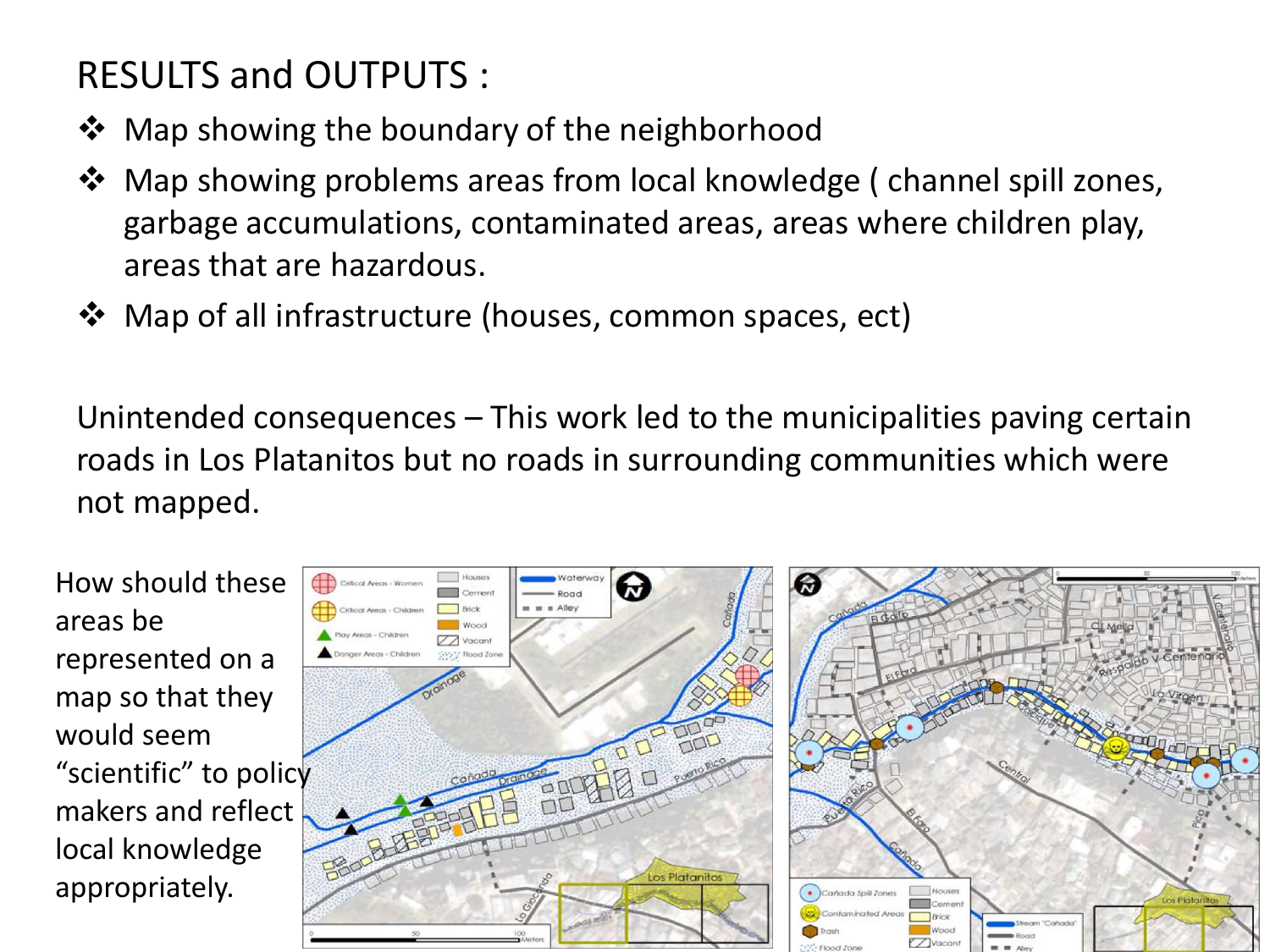# RESULTS and OUTPUTS :

- Map showing the boundary of the neighborhood
- Map showing problems areas from local knowledge ( channel spill zones, garbage accumulations, contaminated areas, areas where children play, areas that are hazardous.
- Map of all infrastructure (houses, common spaces, ect)

Unintended consequences – This work led to the municipalities paving certain roads in Los Platanitos but no roads in surrounding communities which were not mapped.

How should these areas be represented on a map so that they would seem "scientific" to policy makers and reflect local knowledge appropriately.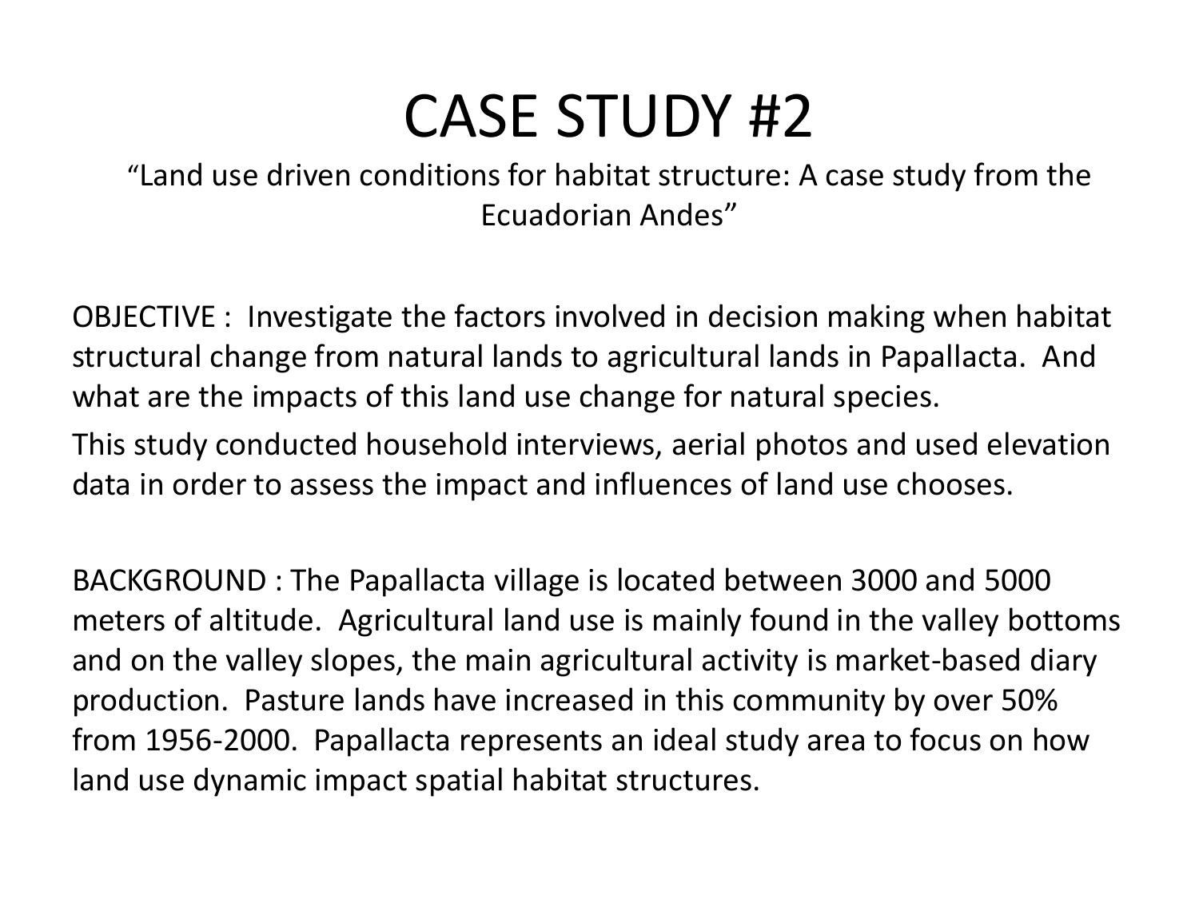# CASE STUDY #2

"Land use driven conditions for habitat structure: A case study from the Ecuadorian Andes"

OBJECTIVE : Investigate the factors involved in decision making when habitat structural change from natural lands to agricultural lands in Papallacta. And what are the impacts of this land use change for natural species.

This study conducted household interviews, aerial photos and used elevation data in order to assess the impact and influences of land use chooses.

BACKGROUND : The Papallacta village is located between 3000 and 5000 meters of altitude. Agricultural land use is mainly found in the valley bottoms and on the valley slopes, the main agricultural activity is market-based diary production. Pasture lands have increased in this community by over 50% from 1956-2000. Papallacta represents an ideal study area to focus on how land use dynamic impact spatial habitat structures.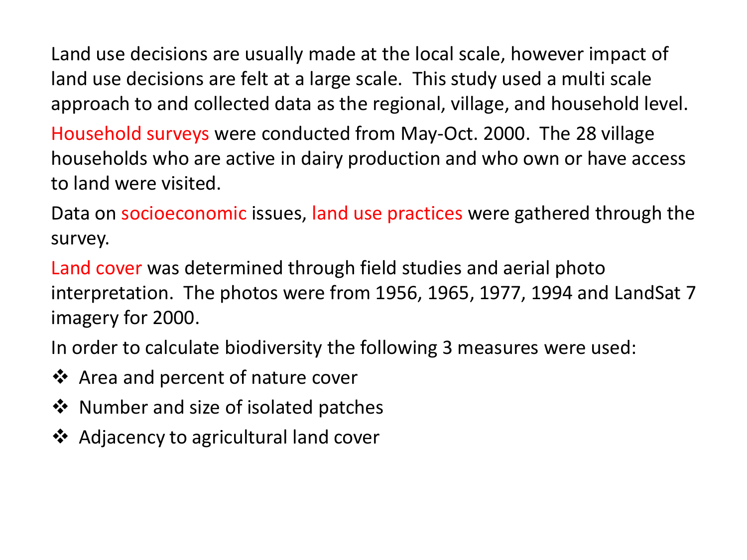Land use decisions are usually made at the local scale, however impact of land use decisions are felt at a large scale. This study used a multi scale approach to and collected data as the regional, village, and household level.

Household surveys were conducted from May-Oct. 2000. The 28 village households who are active in dairy production and who own or have access to land were visited.

Data on socioeconomic issues, land use practices were gathered through the survey.

Land cover was determined through field studies and aerial photo interpretation. The photos were from 1956, 1965, 1977, 1994 and LandSat 7 imagery for 2000.

In order to calculate biodiversity the following 3 measures were used:

- Area and percent of nature cover
- Number and size of isolated patches
- Adjacency to agricultural land cover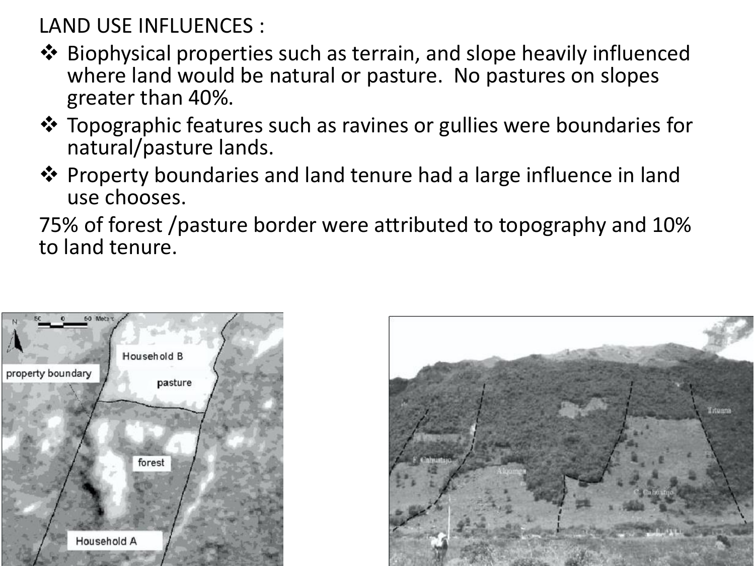LAND USE INFLUENCES :

- Biophysical properties such as terrain, and slope heavily influenced where land would be natural or pasture.  No pastures on slopes greater than 40%.
- Topographic features such as ravines or gullies were boundaries for natural/pasture lands.
- Property boundaries and land tenure had a large influence in land use chooses.

75% of forest /pasture border were attributed to topography and 10% to land tenure.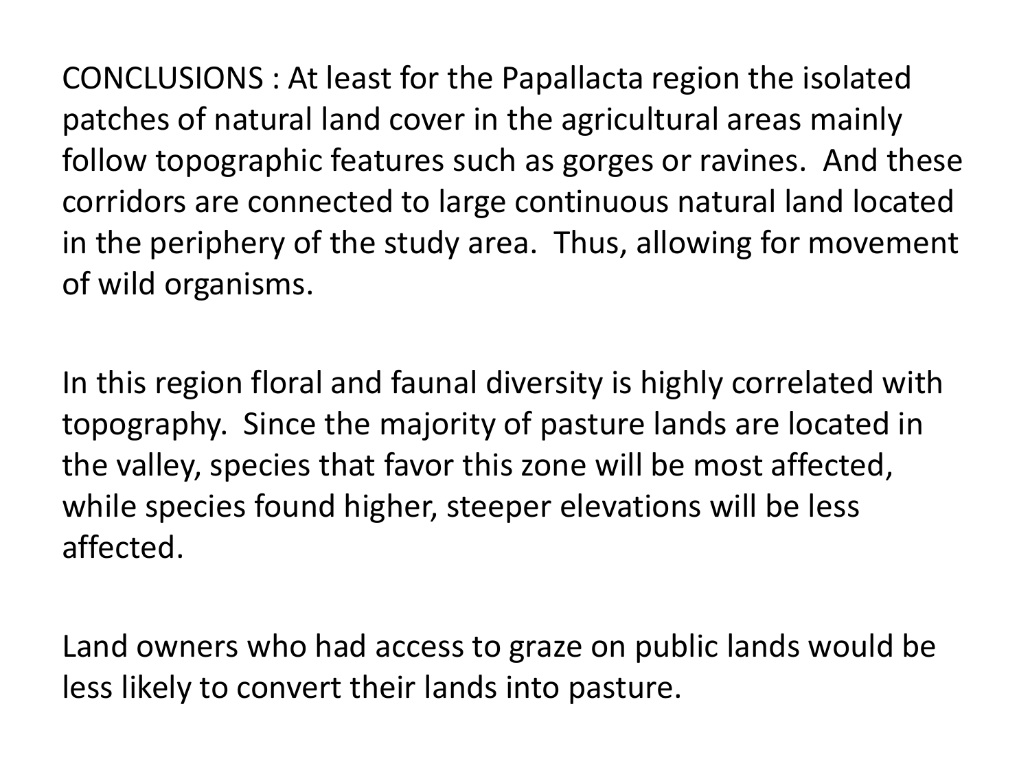CONCLUSIONS : At least for the Papallacta region the isolated patches of natural land cover in the agricultural areas mainly follow topographic features such as gorges or ravines. And these corridors are connected to large continuous natural land located in the periphery of the study area. Thus, allowing for movement of wild organisms.

In this region floral and faunal diversity is highly correlated with topography. Since the majority of pasture lands are located in the valley, species that favor this zone will be most affected, while species found higher, steeper elevations will be less affected.

Land owners who had access to graze on public lands would be less likely to convert their lands into pasture.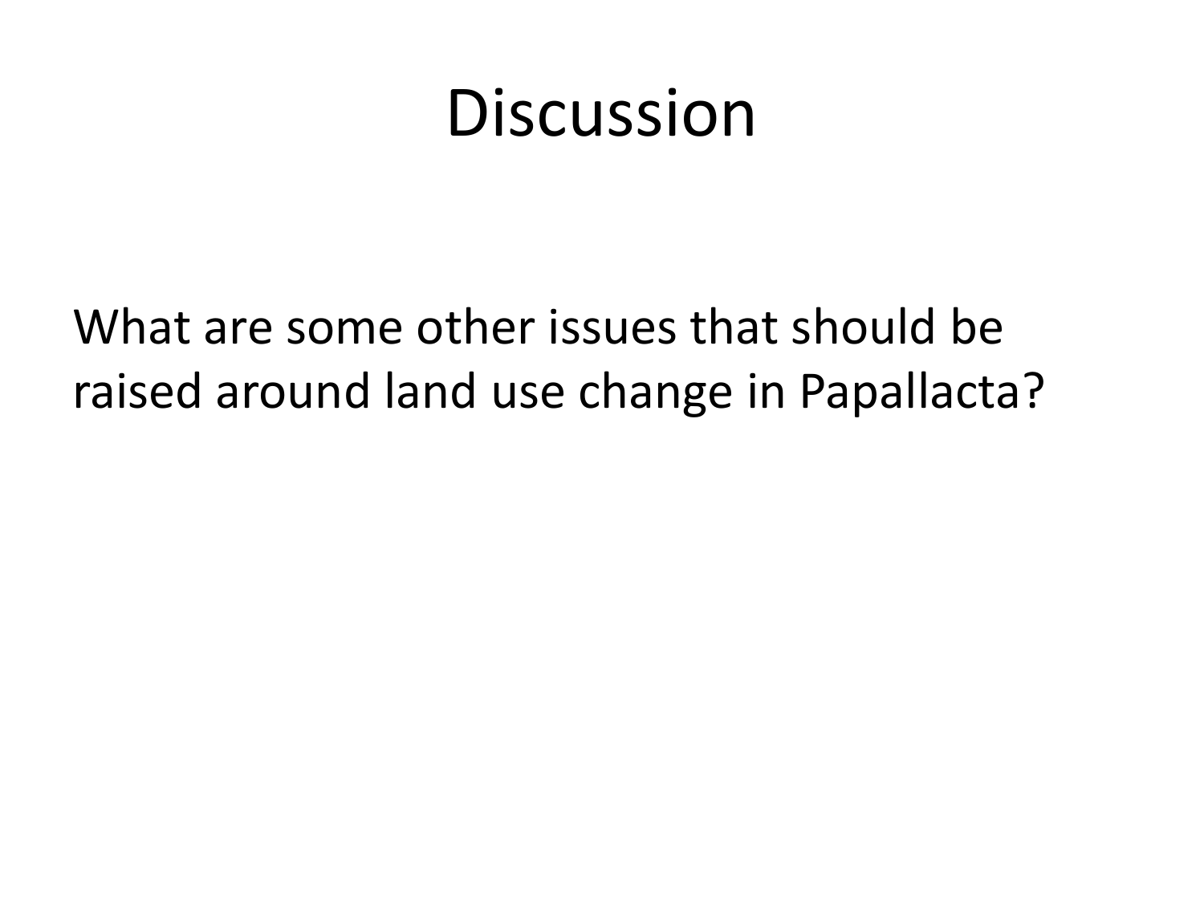# Discussion

What are some other issues that should be raised around land use change in Papallacta?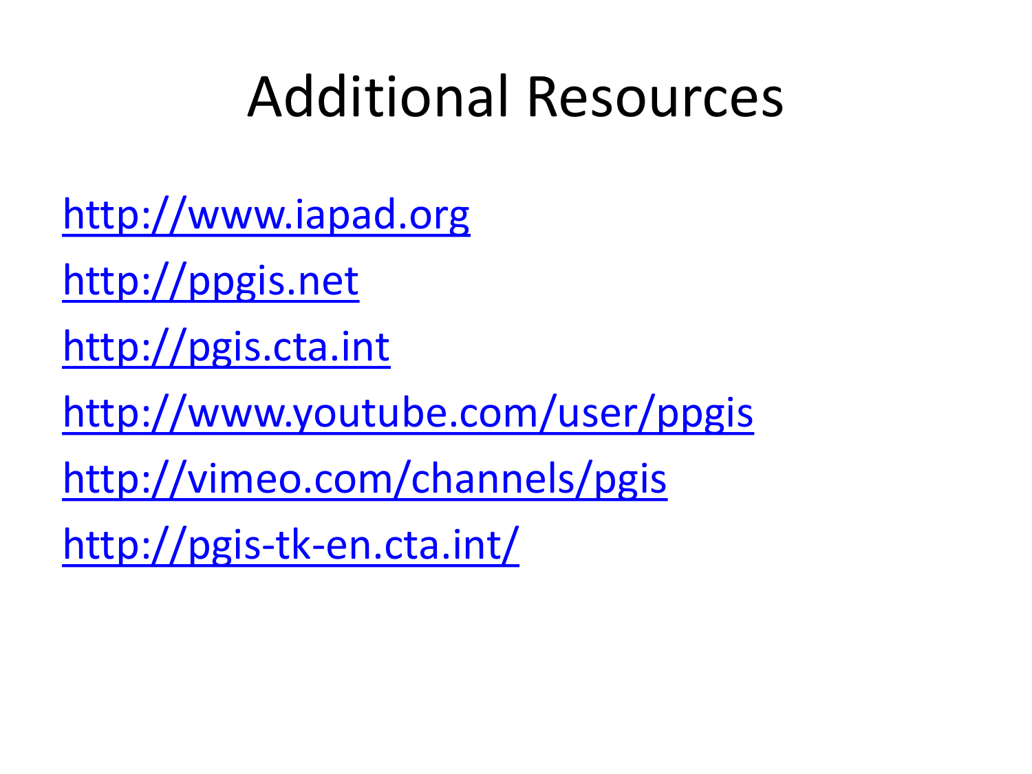# Additional Resources

http://www.iapad.org

http://ppgis.net

http://pgis.cta.int

http://www.youtube.com/user/ppgis

http://vimeo.com/channels/pgis

http://pgis-tk-en.cta.int/